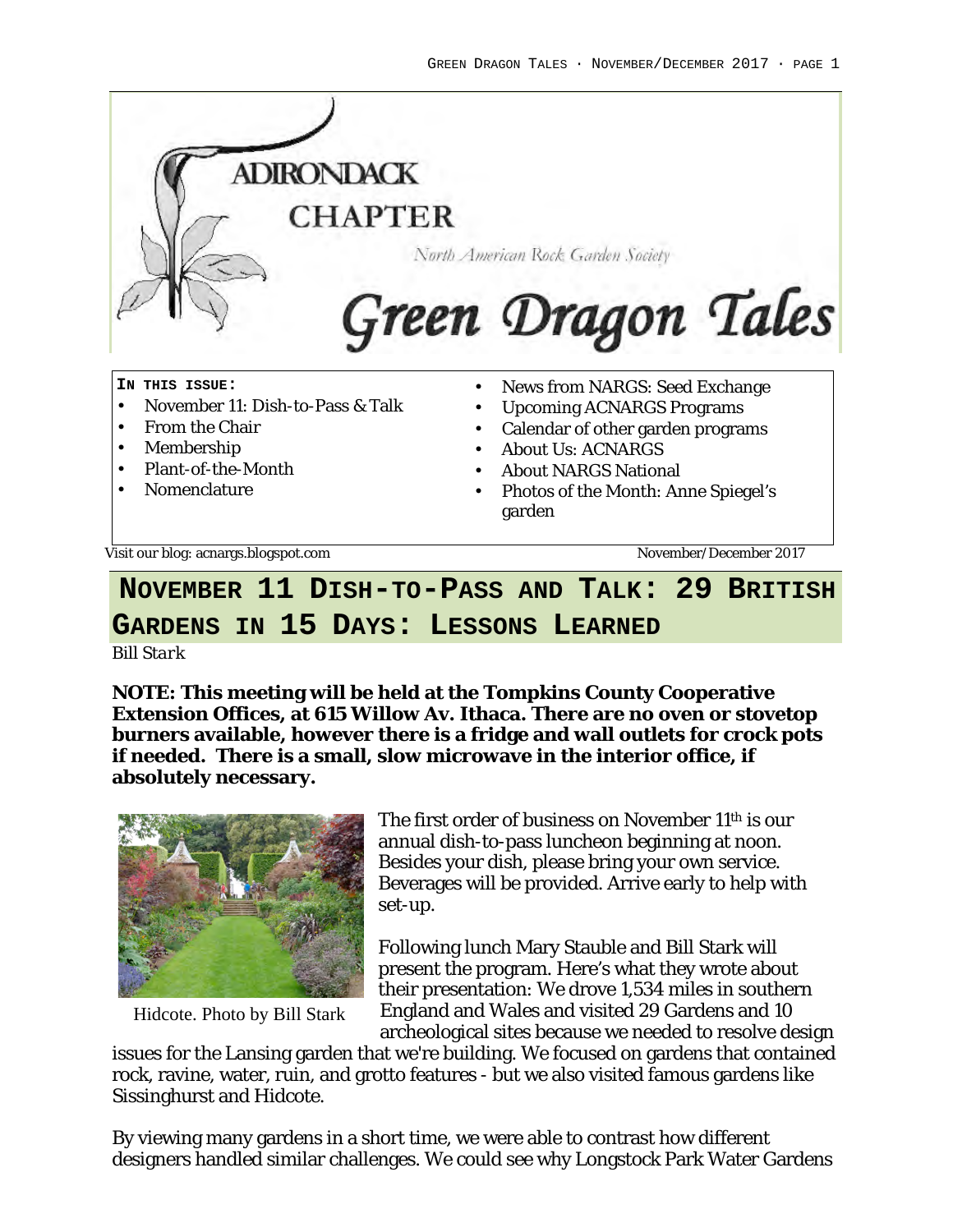ADIRONDACK CHAPTER

North American Rock Garden Society

# Green Dragon Tales

**IN THIS ISSUE:**

- November 11: Dish-to-Pass & Talk
- From the Chair
- Membership
- Plant-of-the-Month
- Nomenclature
- News from NARGS: Seed Exchange
- Upcoming ACNARGS Programs
- Calendar of other garden programs
- About Us: ACNARGS
- About NARGS National
- Photos of the Month: Anne Spiegel's garden

Visit our blog: acnargs.blogspot.com

November/December 2017

## NOVEMBER 11 DISH-TO-PASS AND TALK: 29 BRITISH GARDENS IN 15 DAYS: LESSONS LEARNED

*Bill Stark*

**NOTE: This meeting will be held at the Tompkins County Cooperative Extension Offices, at 615 Willow Av. Ithaca. There are no oven or stovetop burners available, however there is a fridge and wall outlets for crock pots if needed. There is a small, slow microwave in the interior office, if absolutely necessary.**

Hidcote. Photo by Bill Stark

The first order of business on November 11th is our annual dish-to-pass luncheon beginning at noon. Besides your dish, please bring your own service. Beverages will be provided. Arrive early to help with set-up.

Following lunch Mary Stauble and Bill Stark will present the program. Here's what they wrote about their presentation: We drove 1,534 miles in southern England and Wales and visited 29 Gardens and 10 archeological sites because we needed to resolve design issues for the Lansing garden that we're building. We focused on gardens that contained rock, ravine, water, ruin, and grotto features - but we also visited famous gardens like Sissinghurst and Hidcote.

By viewing many gardens in a short time, we were able to contrast how different designers handled similar challenges. We could see why Longstock Park Water Gardens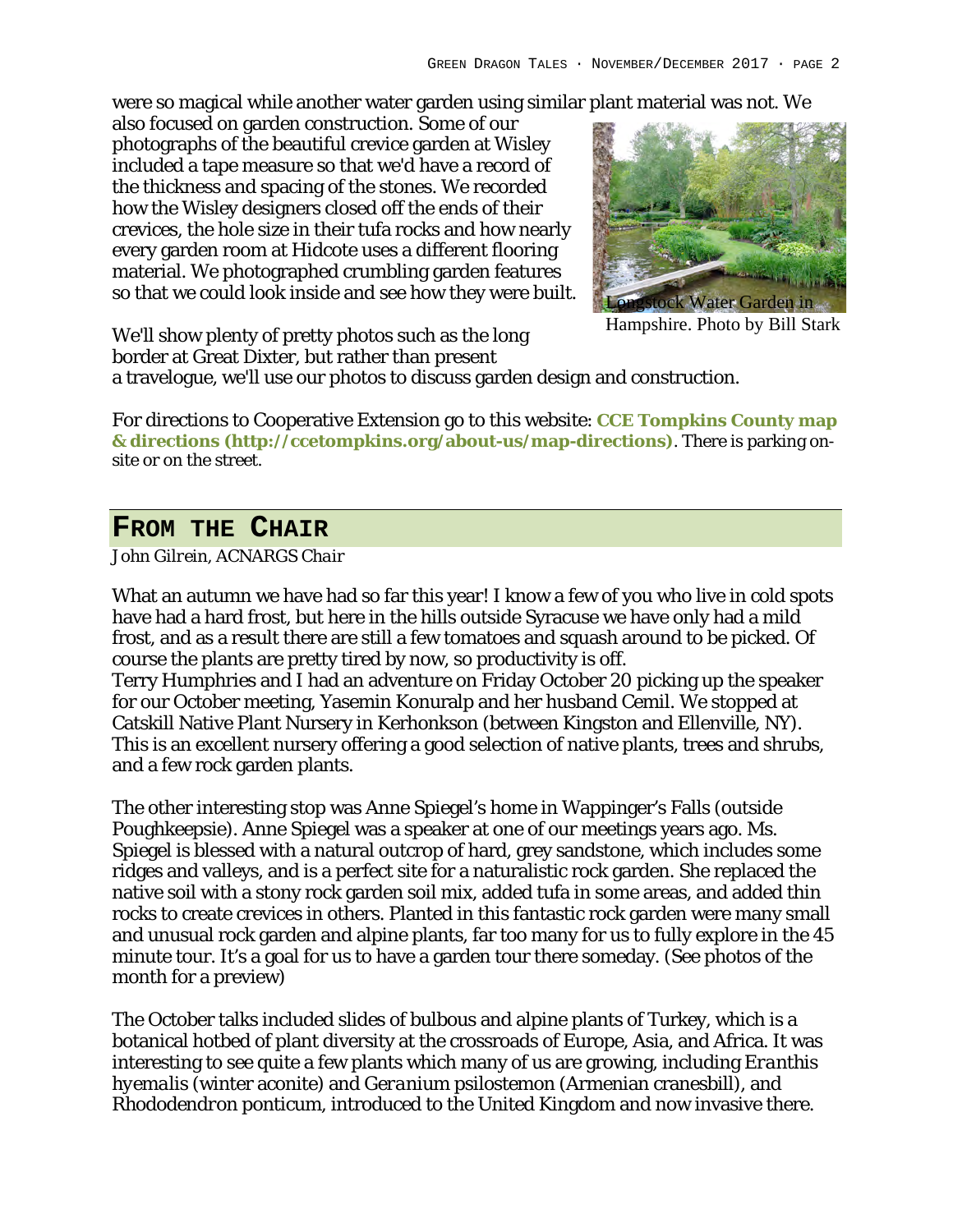were so magical while another water garden using similar plant material was not. We also focused on garden construction. Some of our photographs of the beautiful crevice garden at Wisley included a tape measure so that we'd have a record of the thickness and spacing of the stones. We recorded how the Wisley designers closed off the ends of their crevices, the hole size in their tufa rocks and how nearly every garden room at Hidcote uses a different flooring material. We photographed crumbling garden features so that we could look inside and see how they were built.

Longstock Water Garden in Hampshire. Photo by Bill Stark

We'll show plenty of pretty photos such as the long border at Great Dixter, but rather than present a travelogue, we'll use our photos to discuss garden design and construction.

For directions to Cooperative Extension go to this website: **CCE Tompkins County map & directions (http://ccetompkins.org/about-us/map-directions)**. There is parking on-site or on the street.

## From the Chair

*John Gilrein, ACNARGS Chair*

What an autumn we have had so far this year! I know a few of you who live in cold spots have had a hard frost, but here in the hills outside Syracuse we have only had a mild frost, and as a result there are still a few tomatoes and squash around to be picked. Of course the plants are pretty tired by now, so productivity is off.
Terry Humphries and I had an adventure on Friday October 20 picking up the speaker for our October meeting, Yasemin Konuralp and her husband Cemil. We stopped at Catskill Native Plant Nursery in Kerhonkson (between Kingston and Ellenville, NY). This is an excellent nursery offering a good selection of native plants, trees and shrubs, and a few rock garden plants.

The other interesting stop was Anne Spiegel's home in Wappinger's Falls (outside Poughkeepsie). Anne Spiegel was a speaker at one of our meetings years ago. Ms. Spiegel is blessed with a natural outcrop of hard, grey sandstone, which includes some ridges and valleys, and is a perfect site for a naturalistic rock garden. She replaced the native soil with a stony rock garden soil mix, added tufa in some areas, and added thin rocks to create crevices in others. Planted in this fantastic rock garden were many small and unusual rock garden and alpine plants, far too many for us to fully explore in the 45 minute tour. It's a goal for us to have a garden tour there someday. (See photos of the month for a preview)

The October talks included slides of bulbous and alpine plants of Turkey, which is a botanical hotbed of plant diversity at the crossroads of Europe, Asia, and Africa. It was interesting to see quite a few plants which many of us are growing, including *Eranthis hyemalis* (winter aconite) and *Geranium psilostemon* (Armenian cranesbill), and *Rhododendron ponticum*, introduced to the United Kingdom and now invasive there.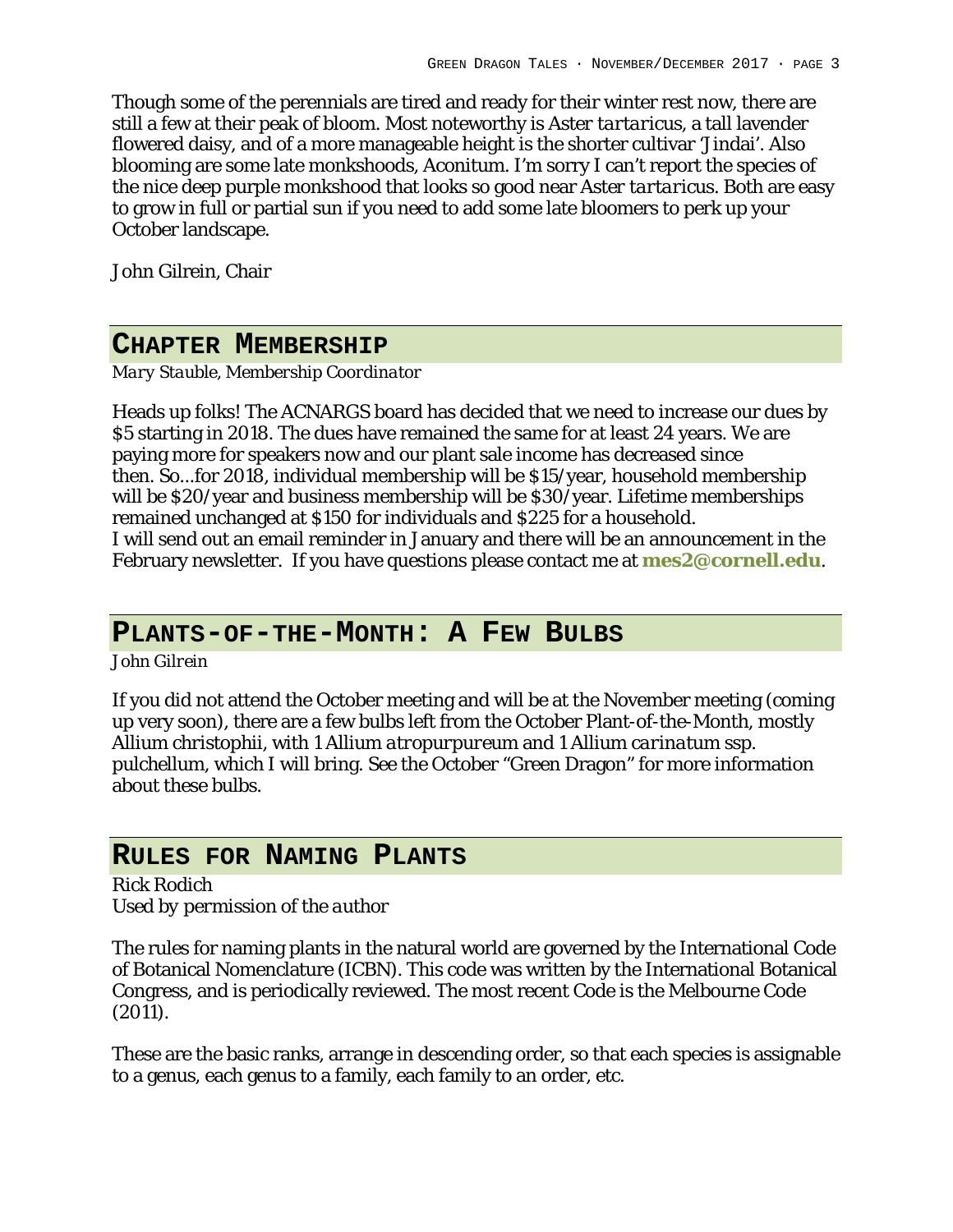Though some of the perennials are tired and ready for their winter rest now, there are still a few at their peak of bloom. Most noteworthy is *Aster tartaricus*, a tall lavender flowered daisy, and of a more manageable height is the shorter cultivar 'Jindai'. Also blooming are some late monkshoods, Aconitum. I'm sorry I can't report the species of the nice deep purple monkshood that looks so good near *Aster tartaricus*. Both are easy to grow in full or partial sun if you need to add some late bloomers to perk up your October landscape.

*John Gilrein, Chair*

## Chapter Membership

*Mary Stauble, Membership Coordinator*

Heads up folks! The ACNARGS board has decided that we need to increase our dues by $5 starting in 2018. The dues have remained the same for at least 24 years. We are paying more for speakers now and our plant sale income has decreased since then. So...for 2018, individual membership will be $15/year, household membership will be $20/year and business membership will be $30/year. Lifetime memberships remained unchanged at $150 for individuals and $225 for a household.
I will send out an email reminder in January and there will be an announcement in the February newsletter. If you have questions please contact me at **mes2@cornell.edu**.

## Plants-of-the-Month: A Few Bulbs

*John Gilrein*

If you did not attend the October meeting and will be at the November meeting (coming up very soon), there are a few bulbs left from the October Plant-of-the-Month, mostly *Allium christophii*, with 1 *Allium atropurpureum* and 1 *Allium carinatum* ssp. pulchellum, which I will bring. See the October "Green Dragon" for more information about these bulbs.

## Rules for Naming Plants

Rick Rodich
*Used by permission of the author*

The rules for naming plants in the natural world are governed by the International Code of Botanical Nomenclature (ICBN). This code was written by the International Botanical Congress, and is periodically reviewed. The most recent Code is the Melbourne Code (2011).

These are the basic ranks, arrange in descending order, so that each species is assignable to a genus, each genus to a family, each family to an order, etc.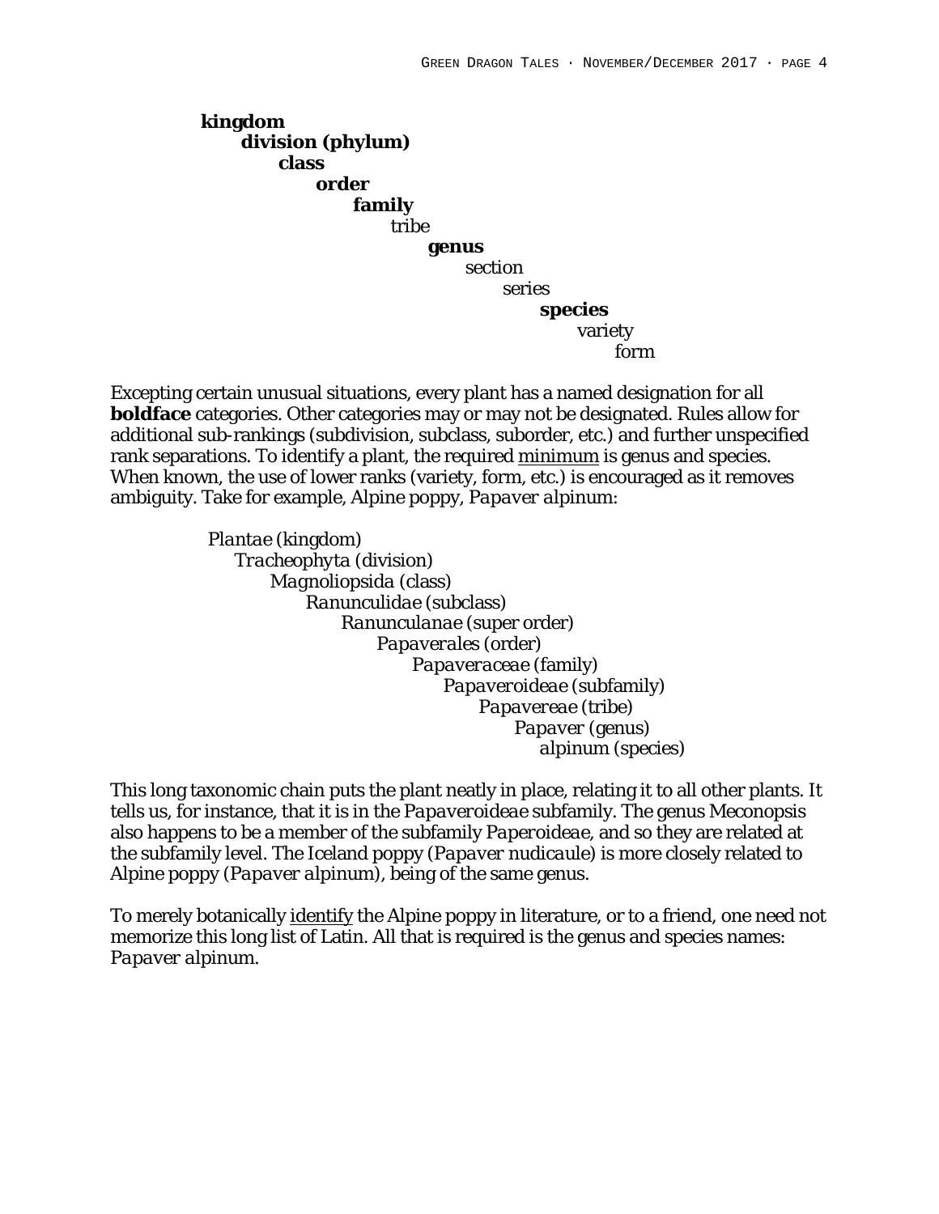**kingdom**
  **division (phylum)**
    **class**
      **order**
        **family**
          tribe
            **genus**
              section
                series
                  **species**
                    variety
                      form

Excepting certain unusual situations, every plant has a named designation for all **boldface** categories. Other categories may or may not be designated. Rules allow for additional sub-rankings (subdivision, subclass, suborder, etc.) and further unspecified rank separations. To identify a plant, the required <u>minimum</u> is genus and species. When known, the use of lower ranks (variety, form, etc.) is encouraged as it removes ambiguity. Take for example, Alpine poppy, *Papaver alpinum*:

*Plantae* (kingdom)
  *Tracheophyta* (division)
    *Magnoliopsida* (class)
      *Ranunculidae* (subclass)
        *Ranunculanae* (super order)
          *Papaverales* (order)
            *Papaveraceae* (family)
              *Papaveroideae* (subfamily)
                *Papavereae* (tribe)
                  *Papaver* (genus)
                    *alpinum* (species)

This long taxonomic chain puts the plant neatly in place, relating it to all other plants. It tells us, for instance, that it is in the *Papaveroideae* subfamily. The genus Meconopsis also happens to be a member of the subfamily *Paperoideae*, and so they are related at the subfamily level. The Iceland poppy (*Papaver nudicaule*) is more closely related to Alpine poppy (*Papaver alpinum*), being of the same genus.

To merely botanically <u>identify</u> the Alpine poppy in literature, or to a friend, one need not memorize this long list of Latin. All that is required is the genus and species names: *Papaver alpinum*.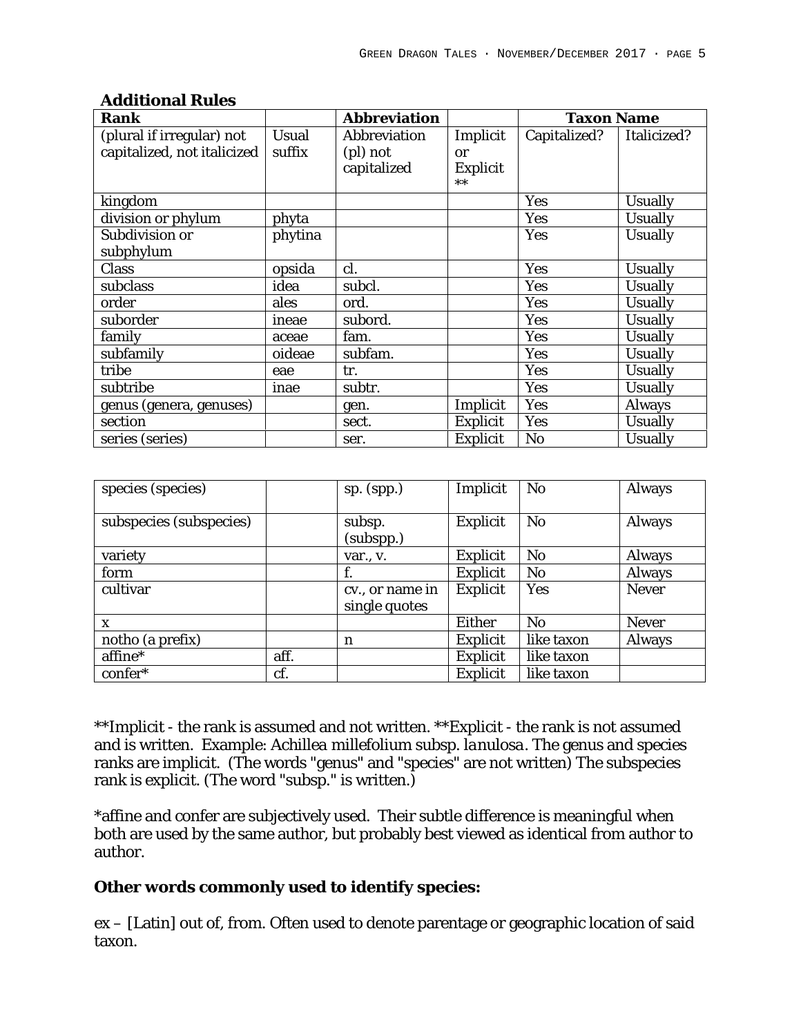### Additional Rules

| Rank | | Abbreviation | | Taxon Name | |
|---|---|---|---|---|---|
| (plural if irregular) not capitalized, not italicized | Usual suffix | Abbreviation (pl) not capitalized | Implicit or Explicit ** | Capitalized? | Italicized? |
| kingdom | | | | Yes | Usually |
| division or phylum | phyta | | | Yes | Usually |
| Subdivision or subphylum | phytina | | | Yes | Usually |
| Class | opsida | cl. | | Yes | Usually |
| subclass | idea | subcl. | | Yes | Usually |
| order | ales | ord. | | Yes | Usually |
| suborder | ineae | subord. | | Yes | Usually |
| family | aceae | fam. | | Yes | Usually |
| subfamily | oideae | subfam. | | Yes | Usually |
| tribe | eae | tr. | | Yes | Usually |
| subtribe | inae | subtr. | | Yes | Usually |
| genus (genera, genuses) | | gen. | Implicit | Yes | Always |
| section | | sect. | Explicit | Yes | Usually |
| series (series) | | ser. | Explicit | No | Usually |
| species (species) | | sp. (spp.) | Implicit | No | Always |
| subspecies (subspecies) | | subsp. (subspp.) | Explicit | No | Always |
| variety | | var., v. | Explicit | No | Always |
| form | | f. | Explicit | No | Always |
| cultivar | | cv., or name in single quotes | Explicit | Yes | Never |
| x | | | Either | No | Never |
| notho (a prefix) | | n | Explicit | like taxon | Always |
| affine* | aff. | | Explicit | like taxon | |
| confer* | cf. | | Explicit | like taxon | |

**Implicit - the rank is assumed and not written. **Explicit - the rank is not assumed and is written. Example: Achillea millefolium subsp. *lanulosa*. The genus and species ranks are implicit. (The words "genus" and "species" are not written) The subspecies rank is explicit. (The word "subsp." is written.)

*affine and confer are subjectively used. Their subtle difference is meaningful when both are used by the same author, but probably best viewed as identical from author to author.

### Other words commonly used to identify species:

ex – [Latin] out of, from. Often used to denote parentage or geographic location of said taxon.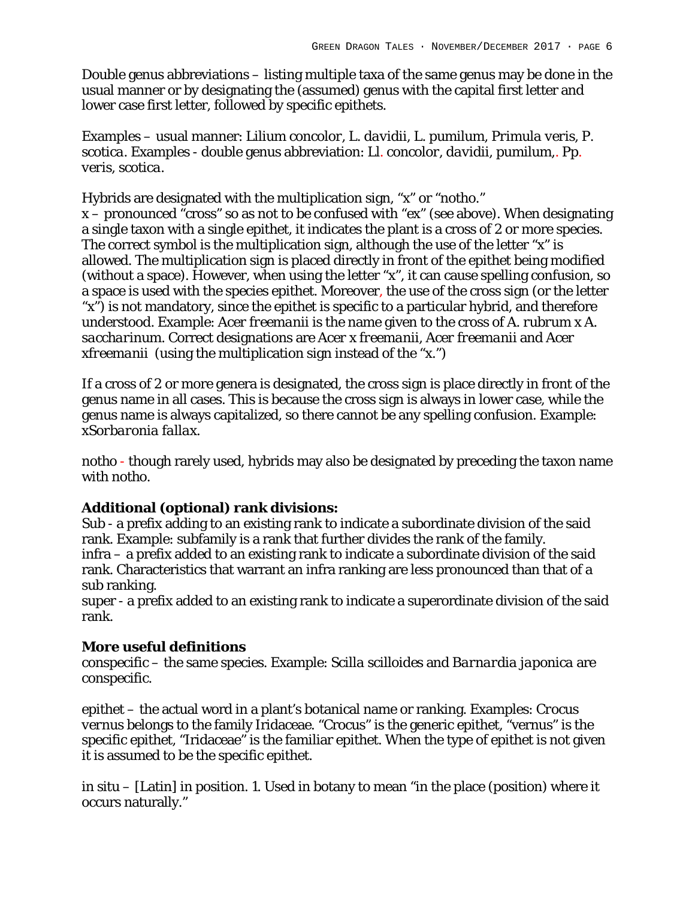Double genus abbreviations – listing multiple taxa of the same genus may be done in the usual manner or by designating the (assumed) genus with the capital first letter and lower case first letter, followed by specific epithets.

Examples – usual manner: *Lilium concolor, L. davidii, L. pumilum, Primula veris, P. scotica*. Examples - double genus abbreviation: *Ll. concolor, davidii, pumilum,. Pp. veris, scotica*.

Hybrids are designated with the multiplication sign, "x" or "notho."
x – pronounced "cross" so as not to be confused with "ex" (see above). When designating a single taxon with a single epithet, it indicates the plant is a cross of 2 or more species. The correct symbol is the multiplication sign, although the use of the letter "x" is allowed. The multiplication sign is placed directly in front of the epithet being modified (without a space). However, when using the letter "x", it can cause spelling confusion, so a space is used with the species epithet. Moreover, the use of the cross sign (or the letter "x") is not mandatory, since the epithet is specific to a particular hybrid, and therefore understood. Example: *Acer freemanii* is the name given to the cross of *A. rubrum* x *A. saccharinum*. Correct designations are *Acer* x *freemanii*, *Acer freemanii* and *Acer xfreemanii* (using the multiplication sign instead of the "x.")

If a cross of 2 or more genera is designated, the cross sign is place directly in front of the genus name in all cases. This is because the cross sign is always in lower case, while the genus name is always capitalized, so there cannot be any spelling confusion. Example: *xSorbaronia fallax*.

notho - though rarely used, hybrids may also be designated by preceding the taxon name with notho.

**Additional (optional) rank divisions:**
Sub - a prefix adding to an existing rank to indicate a subordinate division of the said rank. Example: subfamily is a rank that further divides the rank of the family.
infra – a prefix added to an existing rank to indicate a subordinate division of the said rank. Characteristics that warrant an infra ranking are less pronounced than that of a sub ranking.
super - a prefix added to an existing rank to indicate a superordinate division of the said rank.

**More useful definitions**
conspecific – the same species. Example: *Scilla scilloides* and *Barnardia japonica* are conspecific.

epithet – the actual word in a plant's botanical name or ranking. Examples: *Crocus vernus* belongs to the family Iridaceae. "Crocus" is the generic epithet, "vernus" is the specific epithet, "Iridaceae" is the familiar epithet. When the type of epithet is not given it is assumed to be the specific epithet.

in situ – [Latin] in position. 1. Used in botany to mean "in the place (position) where it occurs naturally."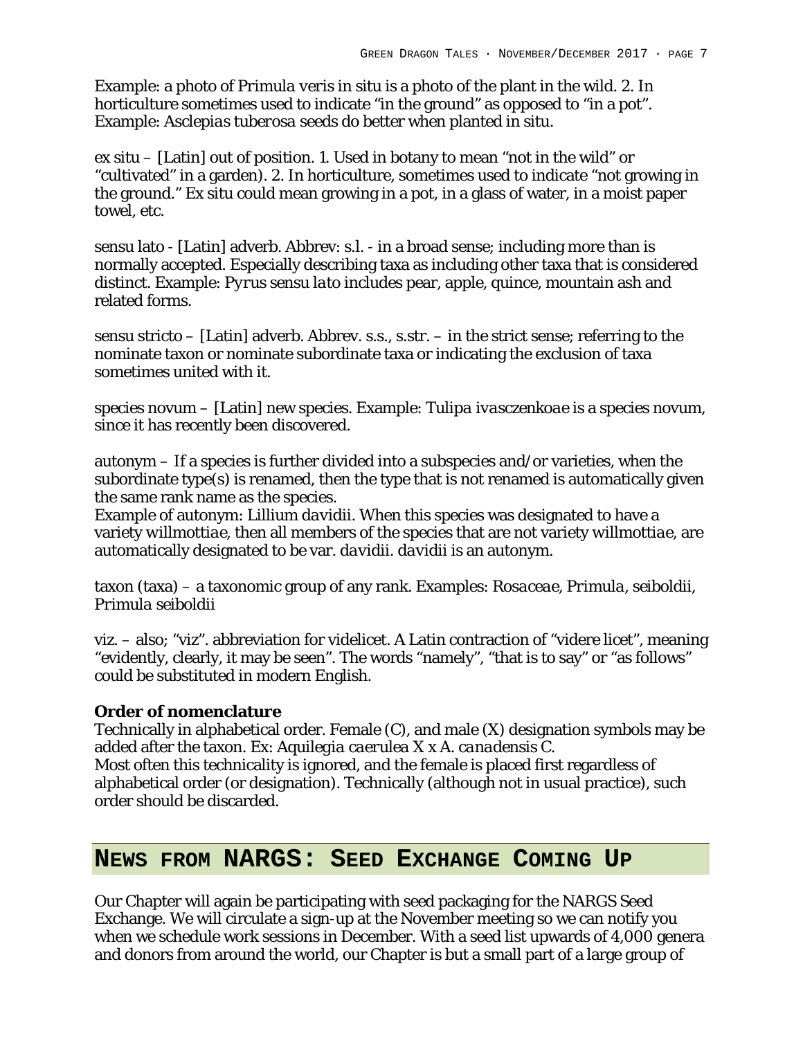Example: a photo of *Primula veris* in situ is a photo of the plant in the wild. 2. In horticulture sometimes used to indicate "in the ground" as opposed to "in a pot". Example: *Asclepias tuberosa* seeds do better when planted in situ.

ex situ – [Latin] out of position. 1. Used in botany to mean "not in the wild" or "cultivated" in a garden). 2. In horticulture, sometimes used to indicate "not growing in the ground." Ex situ could mean growing in a pot, in a glass of water, in a moist paper towel, etc.

sensu lato - [Latin] adverb. Abbrev: s.l. - in a broad sense; including more than is normally accepted. Especially describing taxa as including other taxa that is considered distinct. Example: *Pyrus sensu lato* includes pear, apple, quince, mountain ash and related forms.

sensu stricto – [Latin] adverb. Abbrev. s.s., s.str. – in the strict sense; referring to the nominate taxon or nominate subordinate taxa or indicating the exclusion of taxa sometimes united with it.

species novum – [Latin] new species. Example: *Tulipa ivasczenkoae* is a species novum, since it has recently been discovered.

autonym – If a species is further divided into a subspecies and/or varieties, when the subordinate type(s) is renamed, then the type that is not renamed is automatically given the same rank name as the species.
Example of autonym: *Lillium davidii*. When this species was designated to have a variety *willmottiae*, then all members of the species that are not variety *willmottiae*, are automatically designated to be var. *davidii*. *davidii* is an autonym.

taxon (taxa) – a taxonomic group of any rank. Examples: *Rosaceae*, *Primula*, seiboldii, *Primula seiboldii*

viz. – also; "viz". abbreviation for videlicet. A Latin contraction of "videre licet", meaning "evidently, clearly, it may be seen". The words "namely", "that is to say" or "as follows" could be substituted in modern English.

**Order of nomenclature**
Technically in alphabetical order. Female (C), and male (X) designation symbols may be added after the taxon. Ex: *Aquilegia caerulea* X x *A. canadensis* C.
Most often this technicality is ignored, and the female is placed first regardless of alphabetical order (or designation). Technically (although not in usual practice), such order should be discarded.

## News from NARGS: Seed Exchange Coming Up

Our Chapter will again be participating with seed packaging for the NARGS Seed Exchange. We will circulate a sign-up at the November meeting so we can notify you when we schedule work sessions in December. With a seed list upwards of 4,000 genera and donors from around the world, our Chapter is but a small part of a large group of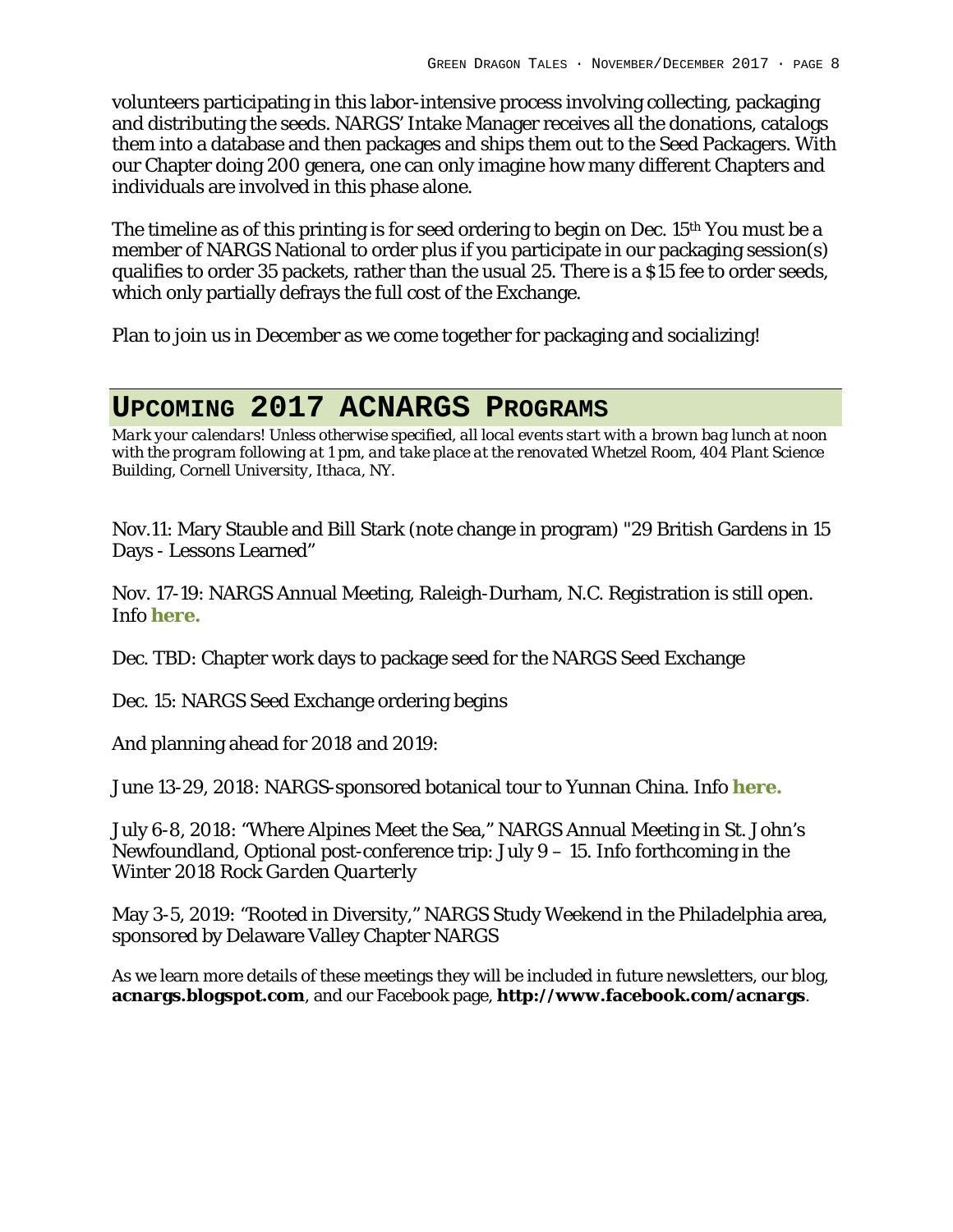volunteers participating in this labor-intensive process involving collecting, packaging and distributing the seeds. NARGS' Intake Manager receives all the donations, catalogs them into a database and then packages and ships them out to the Seed Packagers. With our Chapter doing 200 genera, one can only imagine how many different Chapters and individuals are involved in this phase alone.

The timeline as of this printing is for seed ordering to begin on Dec. 15th You must be a member of NARGS National to order plus if you participate in our packaging session(s) qualifies to order 35 packets, rather than the usual 25. There is a $15 fee to order seeds, which only partially defrays the full cost of the Exchange.

Plan to join us in December as we come together for packaging and socializing!

## Upcoming 2017 ACNARGS Programs

*Mark your calendars! Unless otherwise specified, all local events start with a brown bag lunch at noon with the program following at 1 pm, and take place at the renovated Whetzel Room, 404 Plant Science Building, Cornell University, Ithaca, NY.*

Nov.11: Mary Stauble and Bill Stark (note change in program) "29 British Gardens in 15 Days - Lessons Learned"

Nov. 17-19: NARGS Annual Meeting, Raleigh-Durham, N.C. Registration is still open. Info **here.**

Dec. TBD: Chapter work days to package seed for the NARGS Seed Exchange

Dec. 15: NARGS Seed Exchange ordering begins

And planning ahead for 2018 and 2019:

June 13-29, 2018: NARGS-sponsored botanical tour to Yunnan China. Info **here.**

July 6-8, 2018: "Where Alpines Meet the Sea," NARGS Annual Meeting in St. John's Newfoundland, Optional post-conference trip: July 9 – 15. Info forthcoming in the Winter 2018 *Rock Garden Quarterly*

May 3-5, 2019: "Rooted in Diversity," NARGS Study Weekend in the Philadelphia area, sponsored by Delaware Valley Chapter NARGS

As we learn more details of these meetings they will be included in future newsletters, our blog, **acnargs.blogspot.com**, and our Facebook page, **http://www.facebook.com/acnargs**.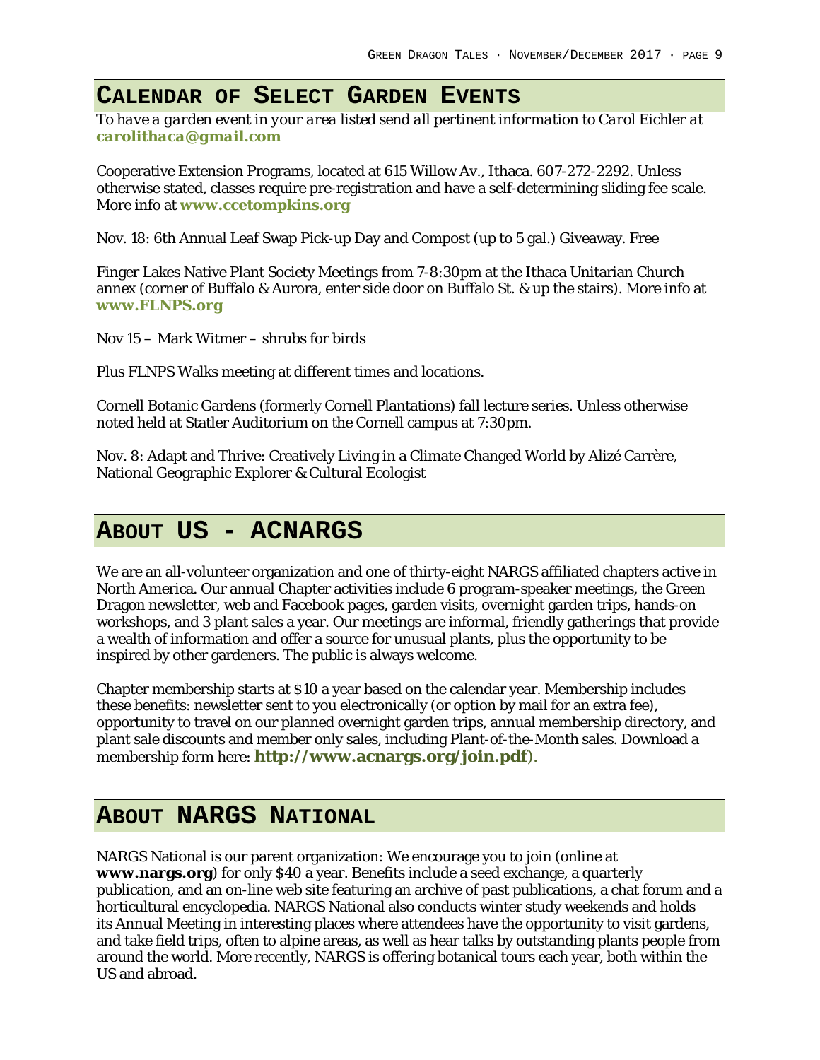## Calendar of Select Garden Events

*To have a garden event in your area listed send all pertinent information to Carol Eichler at* **carolithaca@gmail.com**

Cooperative Extension Programs, located at 615 Willow Av., Ithaca. 607-272-2292. Unless otherwise stated, classes require pre-registration and have a self-determining sliding fee scale. More info at **www.ccetompkins.org**

Nov. 18: 6th Annual Leaf Swap Pick-up Day and Compost (up to 5 gal.) Giveaway. Free

Finger Lakes Native Plant Society Meetings from 7-8:30pm at the Ithaca Unitarian Church annex (corner of Buffalo & Aurora, enter side door on Buffalo St. & up the stairs). More info at **www.FLNPS.org**

Nov 15 – Mark Witmer – shrubs for birds

Plus FLNPS Walks meeting at different times and locations.

Cornell Botanic Gardens (formerly Cornell Plantations) fall lecture series. Unless otherwise noted held at Statler Auditorium on the Cornell campus at 7:30pm.

Nov. 8: Adapt and Thrive: Creatively Living in a Climate Changed World by Alizé Carrère, National Geographic Explorer & Cultural Ecologist

## About Us - ACNARGS

We are an all-volunteer organization and one of thirty-eight NARGS affiliated chapters active in North America. Our annual Chapter activities include 6 program-speaker meetings, the Green Dragon newsletter, web and Facebook pages, garden visits, overnight garden trips, hands-on workshops, and 3 plant sales a year. Our meetings are informal, friendly gatherings that provide a wealth of information and offer a source for unusual plants, plus the opportunity to be inspired by other gardeners. The public is always welcome.

Chapter membership starts at $10 a year based on the calendar year. Membership includes these benefits: newsletter sent to you electronically (or option by mail for an extra fee), opportunity to travel on our planned overnight garden trips, annual membership directory, and plant sale discounts and member only sales, including Plant-of-the-Month sales. Download a membership form here: **http://www.acnargs.org/join.pdf**).

## About NARGS National

NARGS National is our parent organization: We encourage you to join (online at **www.nargs.org**) for only $40 a year. Benefits include a seed exchange, a quarterly publication, and an on-line web site featuring an archive of past publications, a chat forum and a horticultural encyclopedia. NARGS National also conducts winter study weekends and holds its Annual Meeting in interesting places where attendees have the opportunity to visit gardens, and take field trips, often to alpine areas, as well as hear talks by outstanding plants people from around the world. More recently, NARGS is offering botanical tours each year, both within the US and abroad.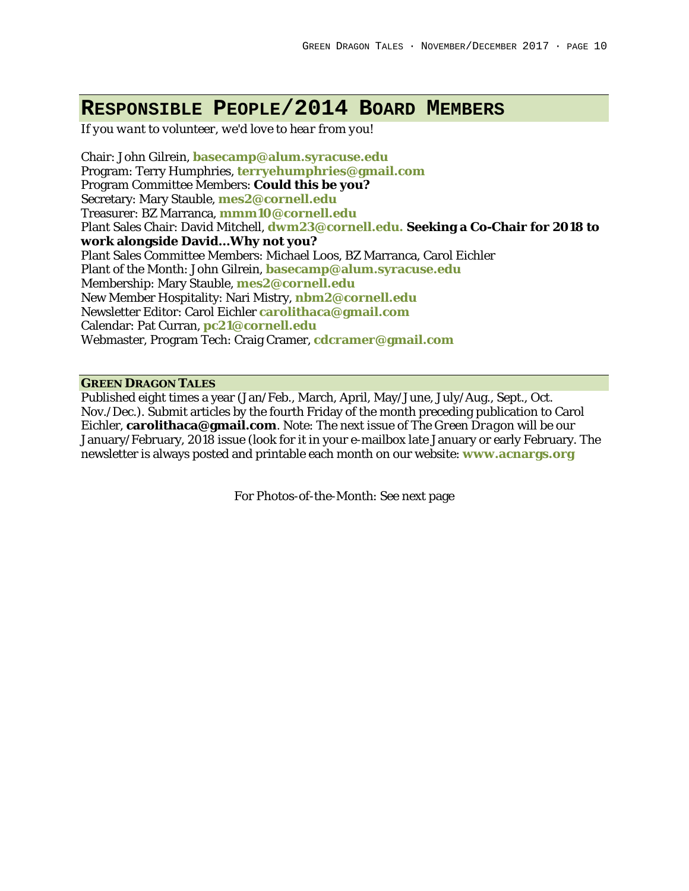## RESPONSIBLE PEOPLE/2014 BOARD MEMBERS

*If you want to volunteer, we'd love to hear from you!*

Chair: John Gilrein, **basecamp@alum.syracuse.edu**
Program: Terry Humphries, **terryehumphries@gmail.com**
Program Committee Members: **Could this be you?**
Secretary: Mary Stauble, **mes2@cornell.edu**
Treasurer: BZ Marranca, **mmm10@cornell.edu**
Plant Sales Chair: David Mitchell, **dwm23@cornell.edu. Seeking a Co-Chair for 2018 to work alongside David…Why not you?**
Plant Sales Committee Members: Michael Loos, BZ Marranca, Carol Eichler
Plant of the Month: John Gilrein, **basecamp@alum.syracuse.edu**
Membership: Mary Stauble, **mes2@cornell.edu**
New Member Hospitality: Nari Mistry, **nbm2@cornell.edu**
Newsletter Editor: Carol Eichler **carolithaca@gmail.com**
Calendar: Pat Curran, **pc21@cornell.edu**
Webmaster, Program Tech: Craig Cramer, **cdcramer@gmail.com**

### GREEN DRAGON TALES

Published eight times a year (Jan/Feb., March, April, May/June, July/Aug., Sept., Oct. Nov./Dec.). Submit articles by the fourth Friday of the month preceding publication to Carol Eichler, **carolithaca@gmail.com**. Note: The next issue of *The Green Dragon* will be our January/February, 2018 issue (look for it in your e-mailbox late January or early February. The newsletter is always posted and printable each month on our website: **www.acnargs.org**

For Photos-of-the-Month: See next page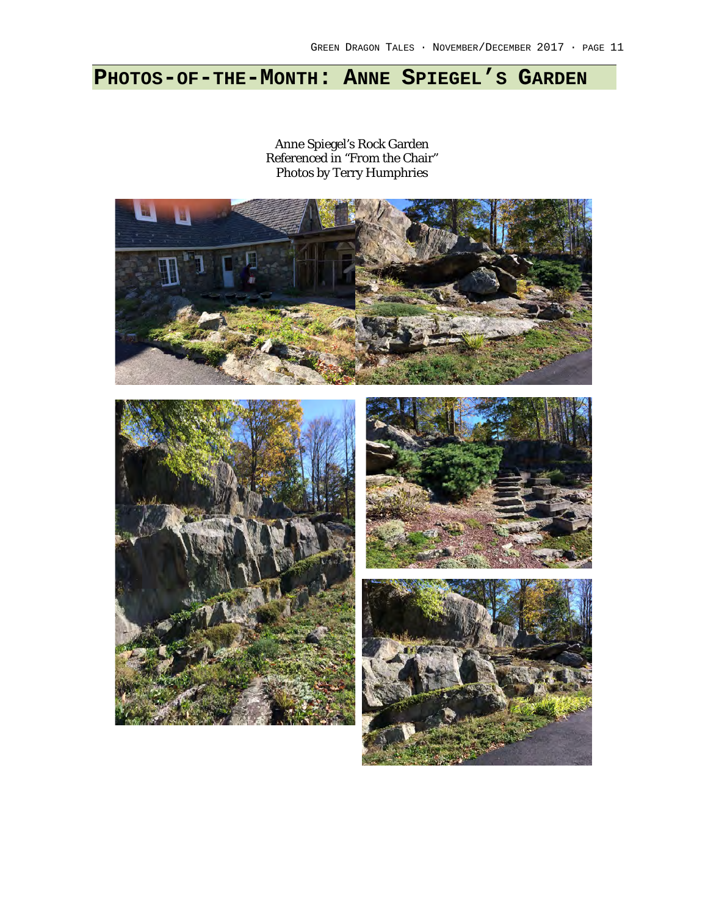# Photos-of-the-Month: Anne Spiegel's Garden

Anne Spiegel's Rock Garden
Referenced in "From the Chair"
Photos by Terry Humphries